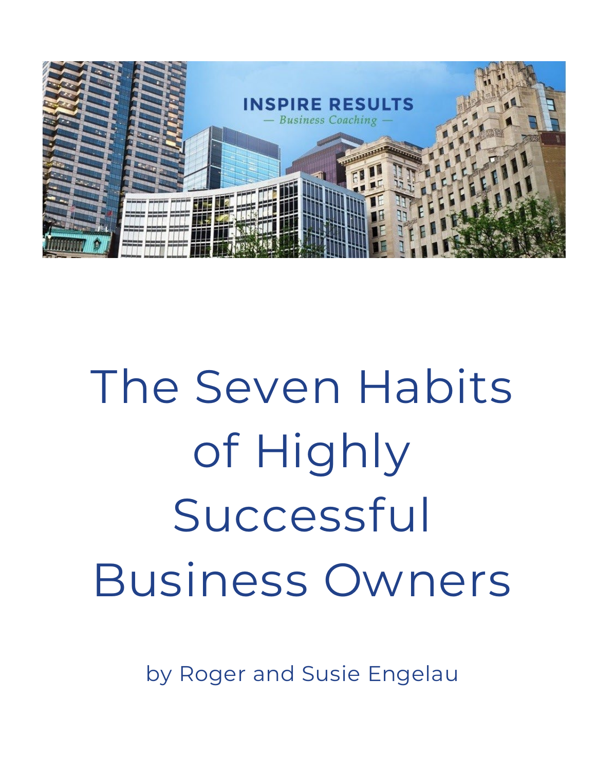# The Seven Habits of Highly Successful Business Owners

by Roger and Susie Engelau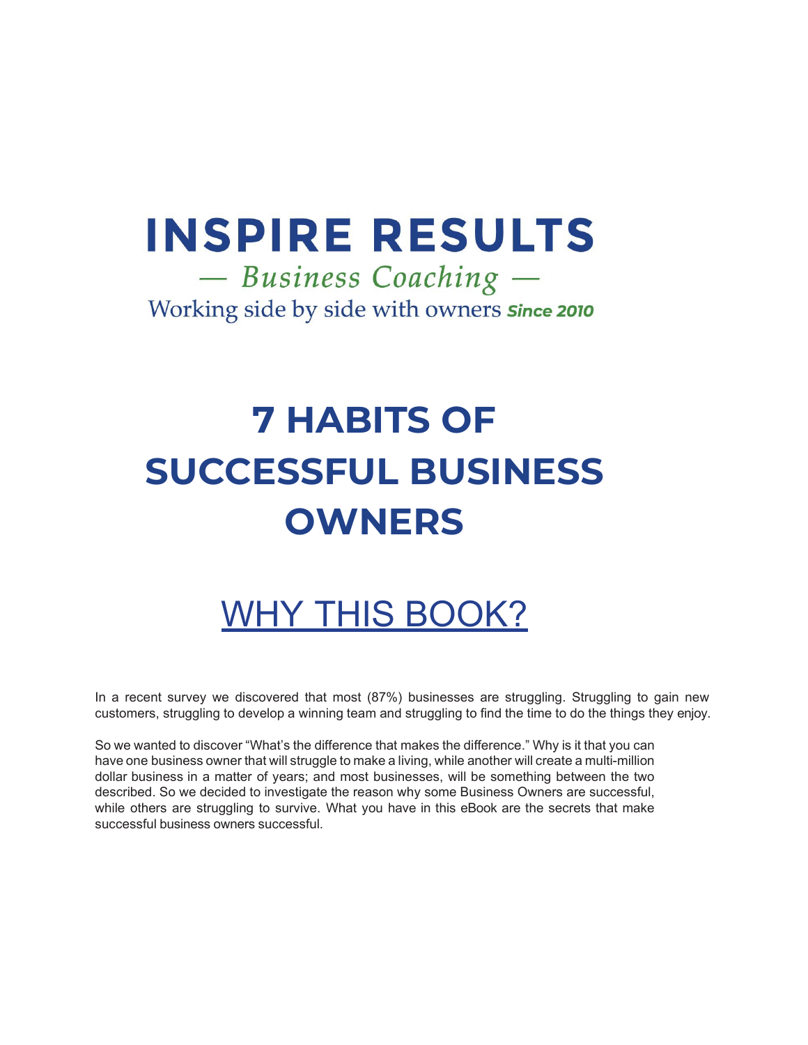# INSPIRE RESULTS

*— Business Coaching —*

Working side by side with owners ***Since 2010***

# 7 HABITS OF SUCCESSFUL BUSINESS OWNERS

## WHY THIS BOOK?

In a recent survey we discovered that most (87%) businesses are struggling. Struggling to gain new customers, struggling to develop a winning team and struggling to find the time to do the things they enjoy.

So we wanted to discover "What's the difference that makes the difference." Why is it that you can have one business owner that will struggle to make a living, while another will create a multi-million dollar business in a matter of years; and most businesses, will be something between the two described. So we decided to investigate the reason why some Business Owners are successful, while others are struggling to survive. What you have in this eBook are the secrets that make successful business owners successful.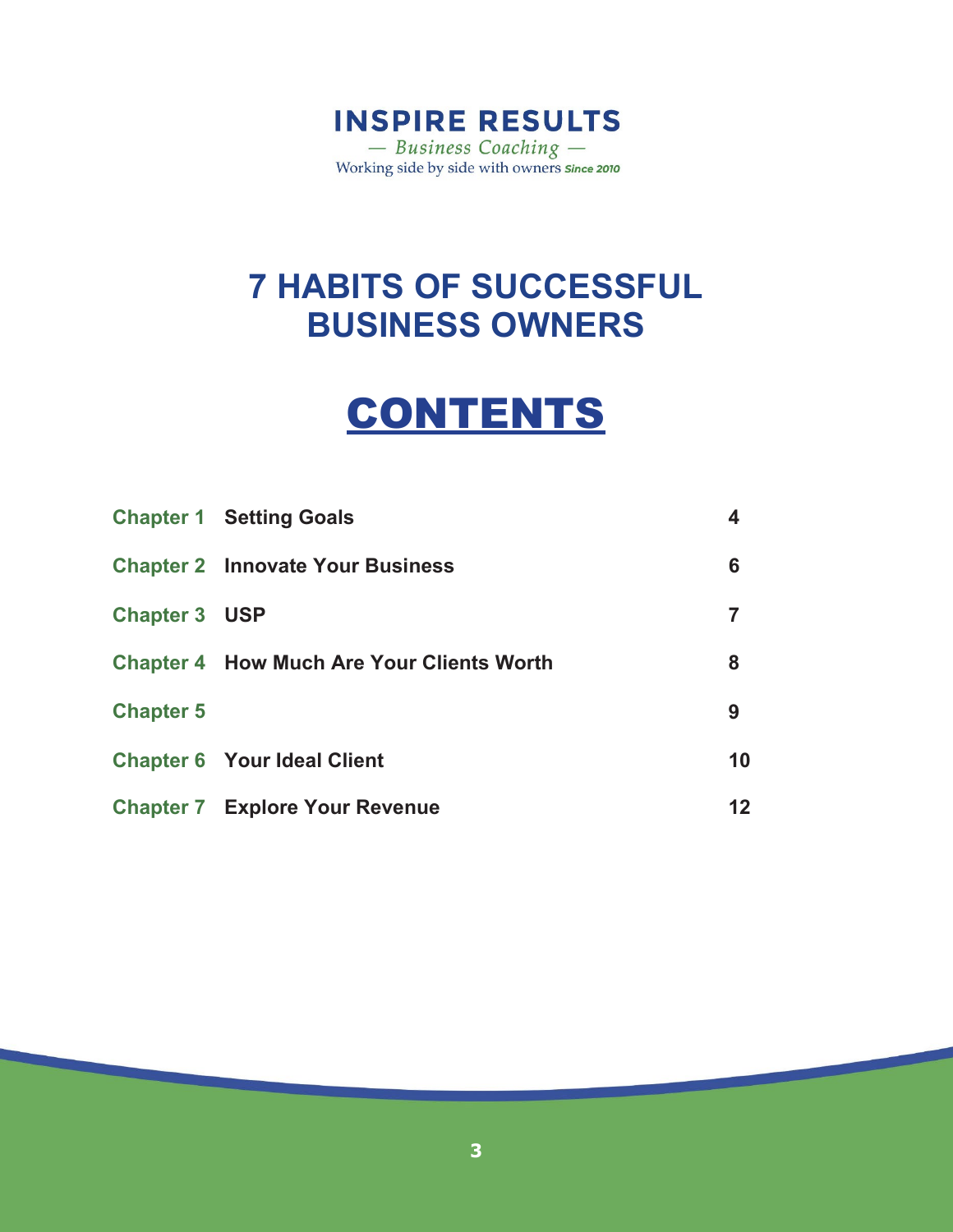**INSPIRE RESULTS**

*— Business Coaching —*

Working side by side with owners *Since 2010*

# 7 HABITS OF SUCCESSFUL BUSINESS OWNERS

## CONTENTS

| | | |
|---|---|---|
| Chapter 1 | Setting Goals | 4 |
| Chapter 2 | Innovate Your Business | 6 |
| Chapter 3 | USP | 7 |
| Chapter 4 | How Much Are Your Clients Worth | 8 |
| Chapter 5 | | 9 |
| Chapter 6 | Your Ideal Client | 10 |
| Chapter 7 | Explore Your Revenue | 12 |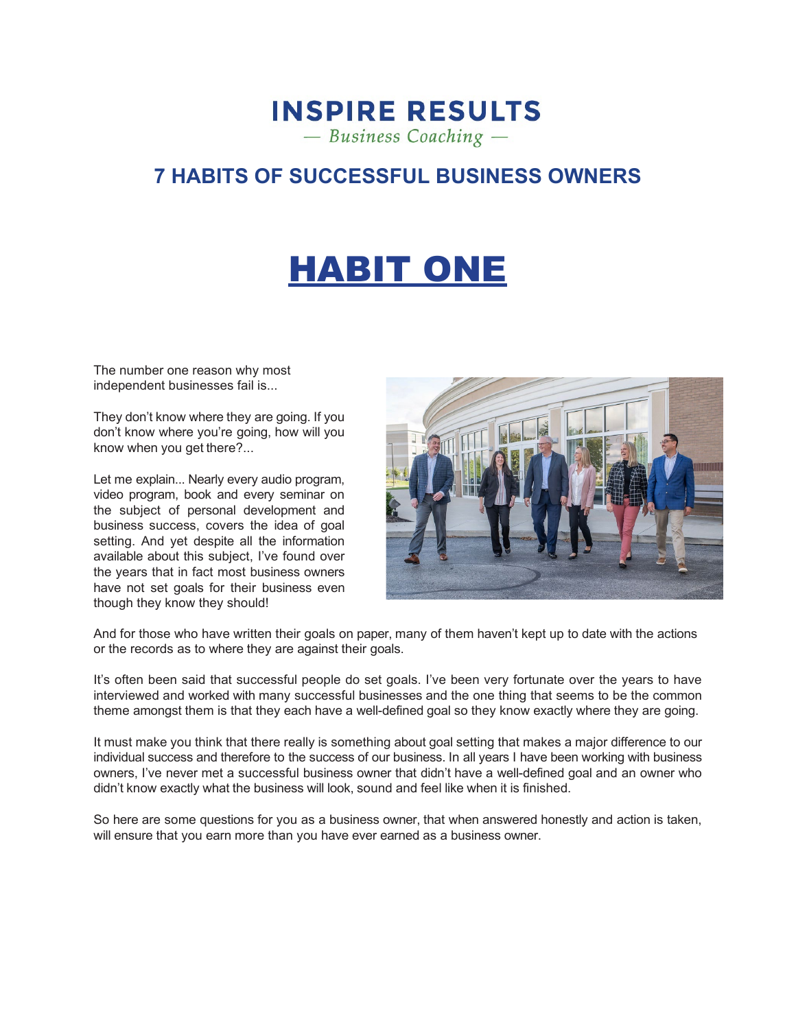# INSPIRE RESULTS

*— Business Coaching —*

## 7 HABITS OF SUCCESSFUL BUSINESS OWNERS

# HABIT ONE

The number one reason why most independent businesses fail is...

They don't know where they are going. If you don't know where you're going, how will you know when you get there?...

Let me explain... Nearly every audio program, video program, book and every seminar on the subject of personal development and business success, covers the idea of goal setting. And yet despite all the information available about this subject, I've found over the years that in fact most business owners have not set goals for their business even though they know they should!

And for those who have written their goals on paper, many of them haven't kept up to date with the actions or the records as to where they are against their goals.

It's often been said that successful people do set goals. I've been very fortunate over the years to have interviewed and worked with many successful businesses and the one thing that seems to be the common theme amongst them is that they each have a well-defined goal so they know exactly where they are going.

It must make you think that there really is something about goal setting that makes a major difference to our individual success and therefore to the success of our business. In all years I have been working with business owners, I've never met a successful business owner that didn't have a well-defined goal and an owner who didn't know exactly what the business will look, sound and feel like when it is finished.

So here are some questions for you as a business owner, that when answered honestly and action is taken, will ensure that you earn more than you have ever earned as a business owner.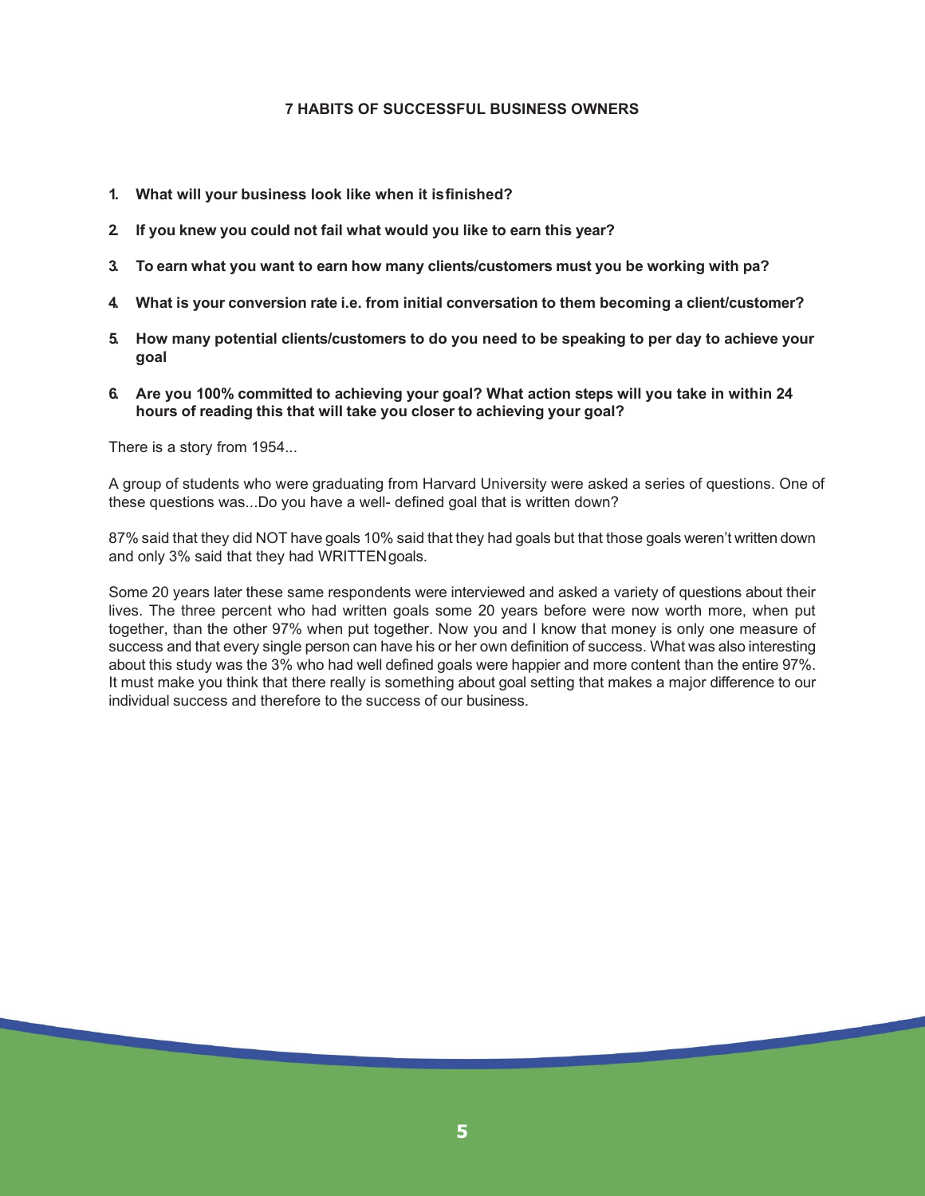**7 HABITS OF SUCCESSFUL BUSINESS OWNERS**

1. **What will your business look like when it is finished?**
2. **If you knew you could not fail what would you like to earn this year?**
3. **To earn what you want to earn how many clients/customers must you be working with pa?**
4. **What is your conversion rate i.e. from initial conversation to them becoming a client/customer?**
5. **How many potential clients/customers to do you need to be speaking to per day to achieve your goal**
6. **Are you 100% committed to achieving your goal? What action steps will you take in within 24 hours of reading this that will take you closer to achieving your goal?**

There is a story from 1954...

A group of students who were graduating from Harvard University were asked a series of questions. One of these questions was...Do you have a well- defined goal that is written down?

87% said that they did NOT have goals 10% said that they had goals but that those goals weren't written down and only 3% said that they had WRITTEN goals.

Some 20 years later these same respondents were interviewed and asked a variety of questions about their lives. The three percent who had written goals some 20 years before were now worth more, when put together, than the other 97% when put together. Now you and I know that money is only one measure of success and that every single person can have his or her own definition of success. What was also interesting about this study was the 3% who had well defined goals were happier and more content than the entire 97%. It must make you think that there really is something about goal setting that makes a major difference to our individual success and therefore to the success of our business.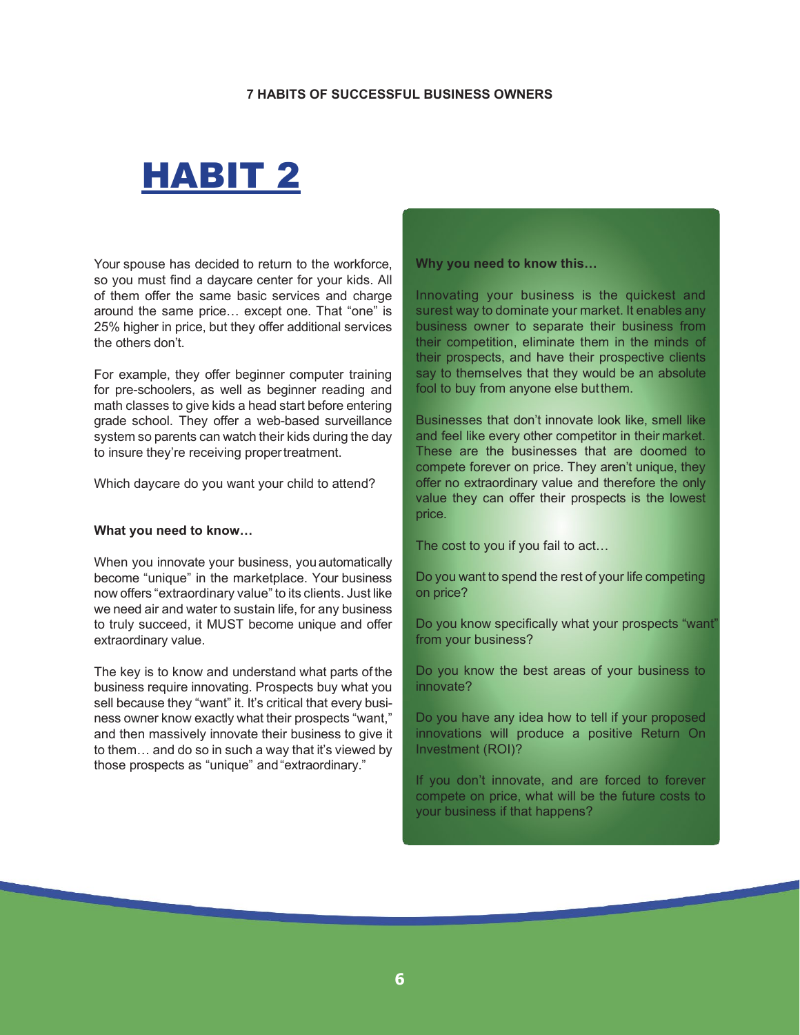# HABIT 2

Your spouse has decided to return to the workforce, so you must find a daycare center for your kids. All of them offer the same basic services and charge around the same price… except one. That "one" is 25% higher in price, but they offer additional services the others don't.

For example, they offer beginner computer training for pre-schoolers, as well as beginner reading and math classes to give kids a head start before entering grade school. They offer a web-based surveillance system so parents can watch their kids during the day to insure they're receiving proper treatment.

Which daycare do you want your child to attend?

**What you need to know…**

When you innovate your business, you automatically become "unique" in the marketplace. Your business now offers "extraordinary value" to its clients. Just like we need air and water to sustain life, for any business to truly succeed, it MUST become unique and offer extraordinary value.

The key is to know and understand what parts of the business require innovating. Prospects buy what you sell because they "want" it. It's critical that every business owner know exactly what their prospects "want," and then massively innovate their business to give it to them… and do so in such a way that it's viewed by those prospects as "unique" and "extraordinary."

**Why you need to know this…**

Innovating your business is the quickest and surest way to dominate your market. It enables any business owner to separate their business from their competition, eliminate them in the minds of their prospects, and have their prospective clients say to themselves that they would be an absolute fool to buy from anyone else but them.

Businesses that don't innovate look like, smell like and feel like every other competitor in their market. These are the businesses that are doomed to compete forever on price. They aren't unique, they offer no extraordinary value and therefore the only value they can offer their prospects is the lowest price.

The cost to you if you fail to act…

Do you want to spend the rest of your life competing on price?

Do you know specifically what your prospects "want" from your business?

Do you know the best areas of your business to innovate?

Do you have any idea how to tell if your proposed innovations will produce a positive Return On Investment (ROI)?

If you don't innovate, and are forced to forever compete on price, what will be the future costs to your business if that happens?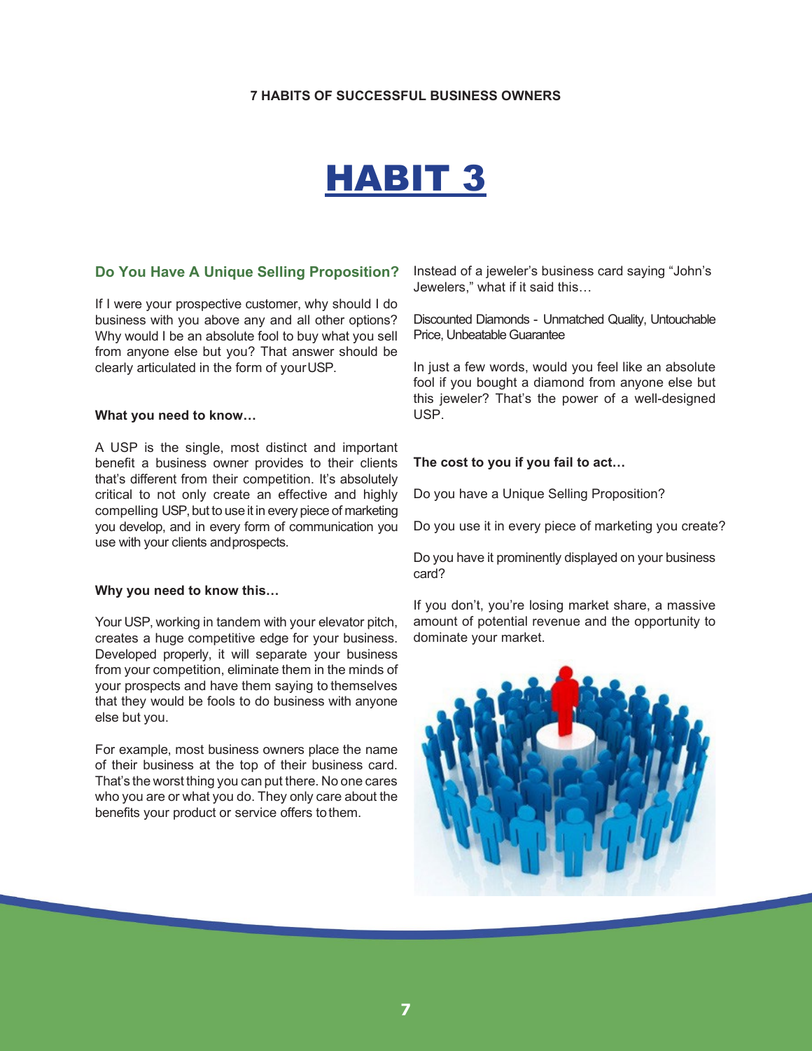# HABIT 3

## Do You Have A Unique Selling Proposition?

If I were your prospective customer, why should I do business with you above any and all other options? Why would I be an absolute fool to buy what you sell from anyone else but you? That answer should be clearly articulated in the form of your USP.

**What you need to know…**

A USP is the single, most distinct and important benefit a business owner provides to their clients that's different from their competition. It's absolutely critical to not only create an effective and highly compelling USP, but to use it in every piece of marketing you develop, and in every form of communication you use with your clients and prospects.

**Why you need to know this…**

Your USP, working in tandem with your elevator pitch, creates a huge competitive edge for your business. Developed properly, it will separate your business from your competition, eliminate them in the minds of your prospects and have them saying to themselves that they would be fools to do business with anyone else but you.

For example, most business owners place the name of their business at the top of their business card. That's the worst thing you can put there. No one cares who you are or what you do. They only care about the benefits your product or service offers to them.

Instead of a jeweler's business card saying "John's Jewelers," what if it said this…

Discounted Diamonds - Unmatched Quality, Untouchable Price, Unbeatable Guarantee

In just a few words, would you feel like an absolute fool if you bought a diamond from anyone else but this jeweler? That's the power of a well-designed USP.

**The cost to you if you fail to act…**

Do you have a Unique Selling Proposition?

Do you use it in every piece of marketing you create?

Do you have it prominently displayed on your business card?

If you don't, you're losing market share, a massive amount of potential revenue and the opportunity to dominate your market.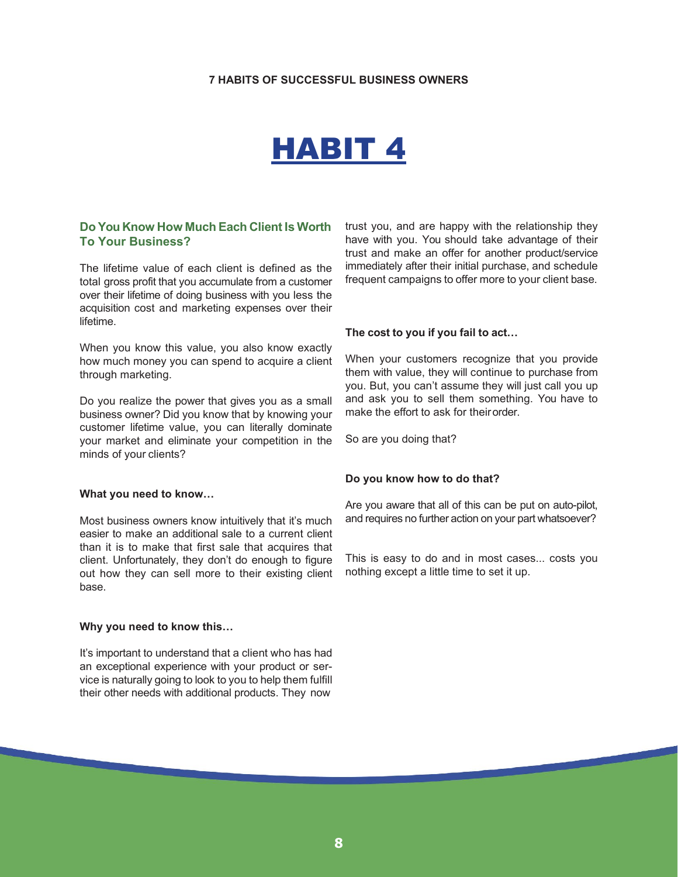# HABIT 4

## Do You Know How Much Each Client Is Worth To Your Business?

The lifetime value of each client is defined as the total gross profit that you accumulate from a customer over their lifetime of doing business with you less the acquisition cost and marketing expenses over their lifetime.

When you know this value, you also know exactly how much money you can spend to acquire a client through marketing.

Do you realize the power that gives you as a small business owner? Did you know that by knowing your customer lifetime value, you can literally dominate your market and eliminate your competition in the minds of your clients?

**What you need to know…**

Most business owners know intuitively that it's much easier to make an additional sale to a current client than it is to make that first sale that acquires that client. Unfortunately, they don't do enough to figure out how they can sell more to their existing client base.

**Why you need to know this…**

It's important to understand that a client who has had an exceptional experience with your product or service is naturally going to look to you to help them fulfill their other needs with additional products. They now trust you, and are happy with the relationship they have with you. You should take advantage of their trust and make an offer for another product/service immediately after their initial purchase, and schedule frequent campaigns to offer more to your client base.

**The cost to you if you fail to act…**

When your customers recognize that you provide them with value, they will continue to purchase from you. But, you can't assume they will just call you up and ask you to sell them something. You have to make the effort to ask for their order.

So are you doing that?

**Do you know how to do that?**

Are you aware that all of this can be put on auto-pilot, and requires no further action on your part whatsoever?

This is easy to do and in most cases... costs you nothing except a little time to set it up.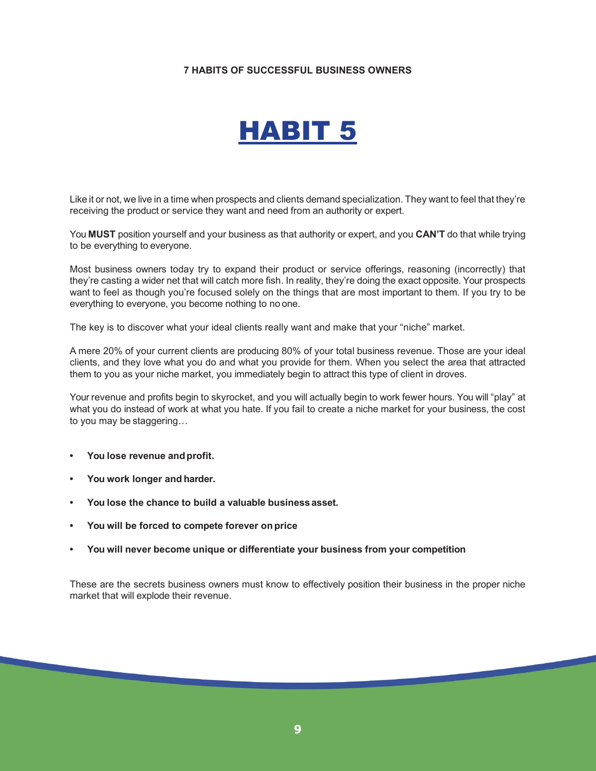# HABIT 5

Like it or not, we live in a time when prospects and clients demand specialization. They want to feel that they're receiving the product or service they want and need from an authority or expert.

You **MUST** position yourself and your business as that authority or expert, and you **CAN'T** do that while trying to be everything to everyone.

Most business owners today try to expand their product or service offerings, reasoning (incorrectly) that they're casting a wider net that will catch more fish. In reality, they're doing the exact opposite. Your prospects want to feel as though you're focused solely on the things that are most important to them. If you try to be everything to everyone, you become nothing to no one.

The key is to discover what your ideal clients really want and make that your "niche" market.

A mere 20% of your current clients are producing 80% of your total business revenue. Those are your ideal clients, and they love what you do and what you provide for them. When you select the area that attracted them to you as your niche market, you immediately begin to attract this type of client in droves.

Your revenue and profits begin to skyrocket, and you will actually begin to work fewer hours. You will "play" at what you do instead of work at what you hate. If you fail to create a niche market for your business, the cost to you may be staggering…

- **You lose revenue and profit.**
- **You work longer and harder.**
- **You lose the chance to build a valuable business asset.**
- **You will be forced to compete forever on price**
- **You will never become unique or differentiate your business from your competition**

These are the secrets business owners must know to effectively position their business in the proper niche market that will explode their revenue.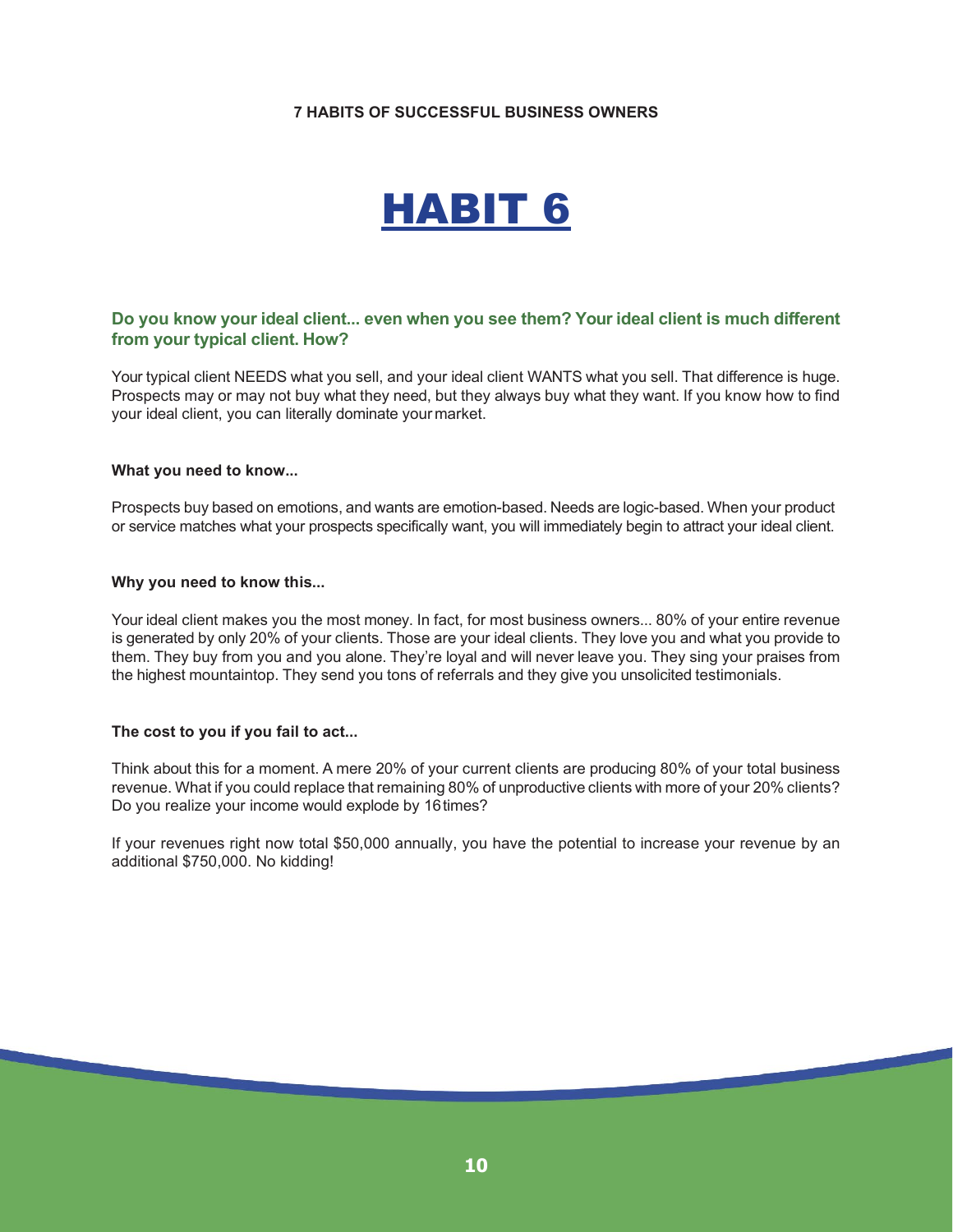# HABIT 6

**Do you know your ideal client... even when you see them? Your ideal client is much different from your typical client. How?**

Your typical client NEEDS what you sell, and your ideal client WANTS what you sell. That difference is huge. Prospects may or may not buy what they need, but they always buy what they want. If you know how to find your ideal client, you can literally dominate your market.

**What you need to know...**

Prospects buy based on emotions, and wants are emotion-based. Needs are logic-based. When your product or service matches what your prospects specifically want, you will immediately begin to attract your ideal client.

**Why you need to know this...**

Your ideal client makes you the most money. In fact, for most business owners... 80% of your entire revenue is generated by only 20% of your clients. Those are your ideal clients. They love you and what you provide to them. They buy from you and you alone. They're loyal and will never leave you. They sing your praises from the highest mountaintop. They send you tons of referrals and they give you unsolicited testimonials.

**The cost to you if you fail to act...**

Think about this for a moment. A mere 20% of your current clients are producing 80% of your total business revenue. What if you could replace that remaining 80% of unproductive clients with more of your 20% clients? Do you realize your income would explode by 16 times?

If your revenues right now total $50,000 annually, you have the potential to increase your revenue by an additional $750,000. No kidding!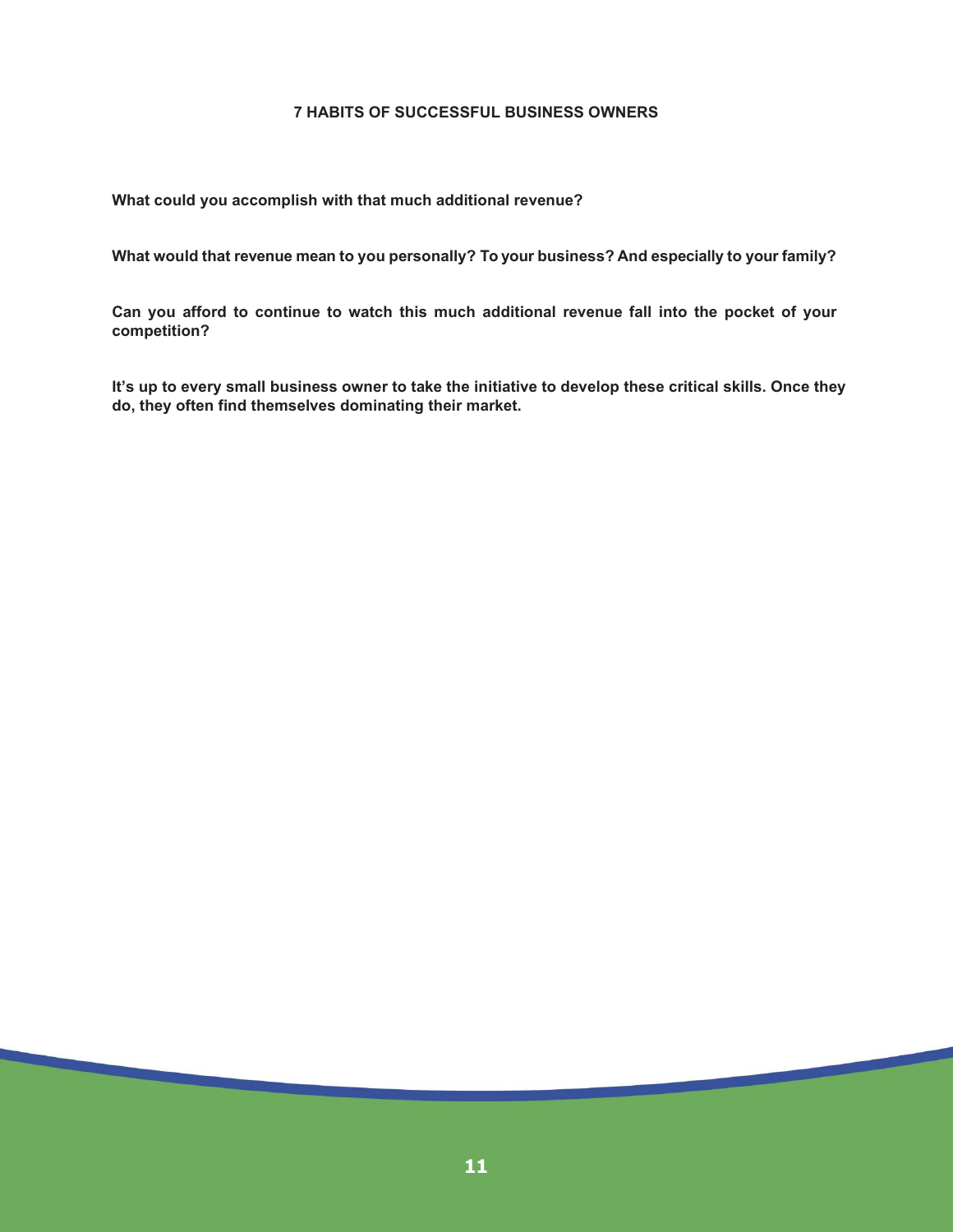**What could you accomplish with that much additional revenue?**

**What would that revenue mean to you personally? To your business? And especially to your family?**

**Can you afford to continue to watch this much additional revenue fall into the pocket of your competition?**

**It's up to every small business owner to take the initiative to develop these critical skills. Once they do, they often find themselves dominating their market.**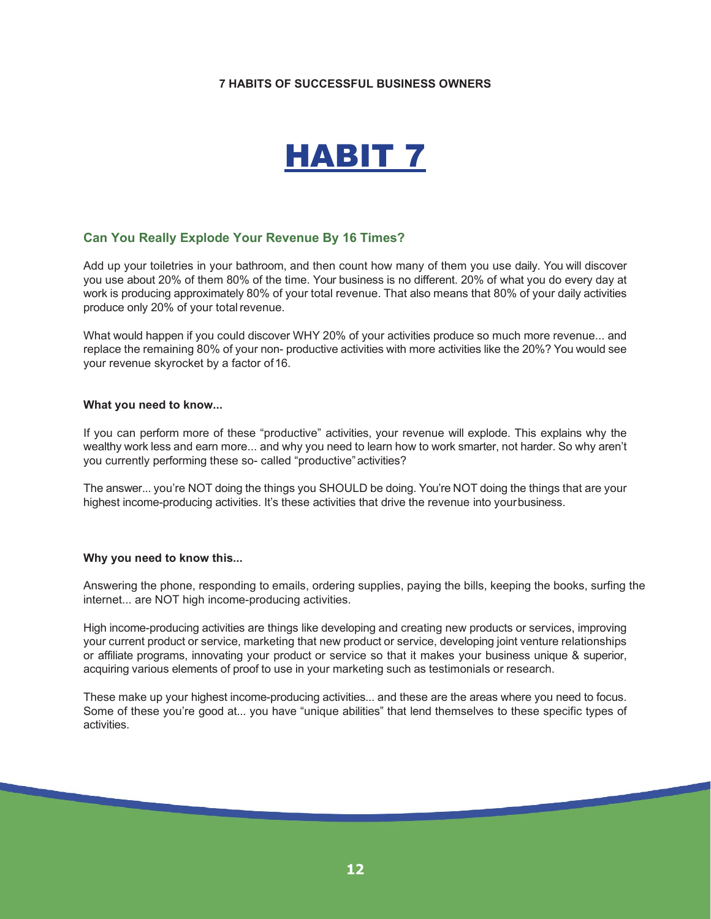# HABIT 7

## Can You Really Explode Your Revenue By 16 Times?

Add up your toiletries in your bathroom, and then count how many of them you use daily. You will discover you use about 20% of them 80% of the time. Your business is no different. 20% of what you do every day at work is producing approximately 80% of your total revenue. That also means that 80% of your daily activities produce only 20% of your total revenue.

What would happen if you could discover WHY 20% of your activities produce so much more revenue... and replace the remaining 80% of your non- productive activities with more activities like the 20%? You would see your revenue skyrocket by a factor of 16.

**What you need to know...**

If you can perform more of these "productive" activities, your revenue will explode. This explains why the wealthy work less and earn more... and why you need to learn how to work smarter, not harder. So why aren't you currently performing these so- called "productive" activities?

The answer... you're NOT doing the things you SHOULD be doing. You're NOT doing the things that are your highest income-producing activities. It's these activities that drive the revenue into your business.

**Why you need to know this...**

Answering the phone, responding to emails, ordering supplies, paying the bills, keeping the books, surfing the internet... are NOT high income-producing activities.

High income-producing activities are things like developing and creating new products or services, improving your current product or service, marketing that new product or service, developing joint venture relationships or affiliate programs, innovating your product or service so that it makes your business unique & superior, acquiring various elements of proof to use in your marketing such as testimonials or research.

These make up your highest income-producing activities... and these are the areas where you need to focus. Some of these you're good at... you have "unique abilities" that lend themselves to these specific types of activities.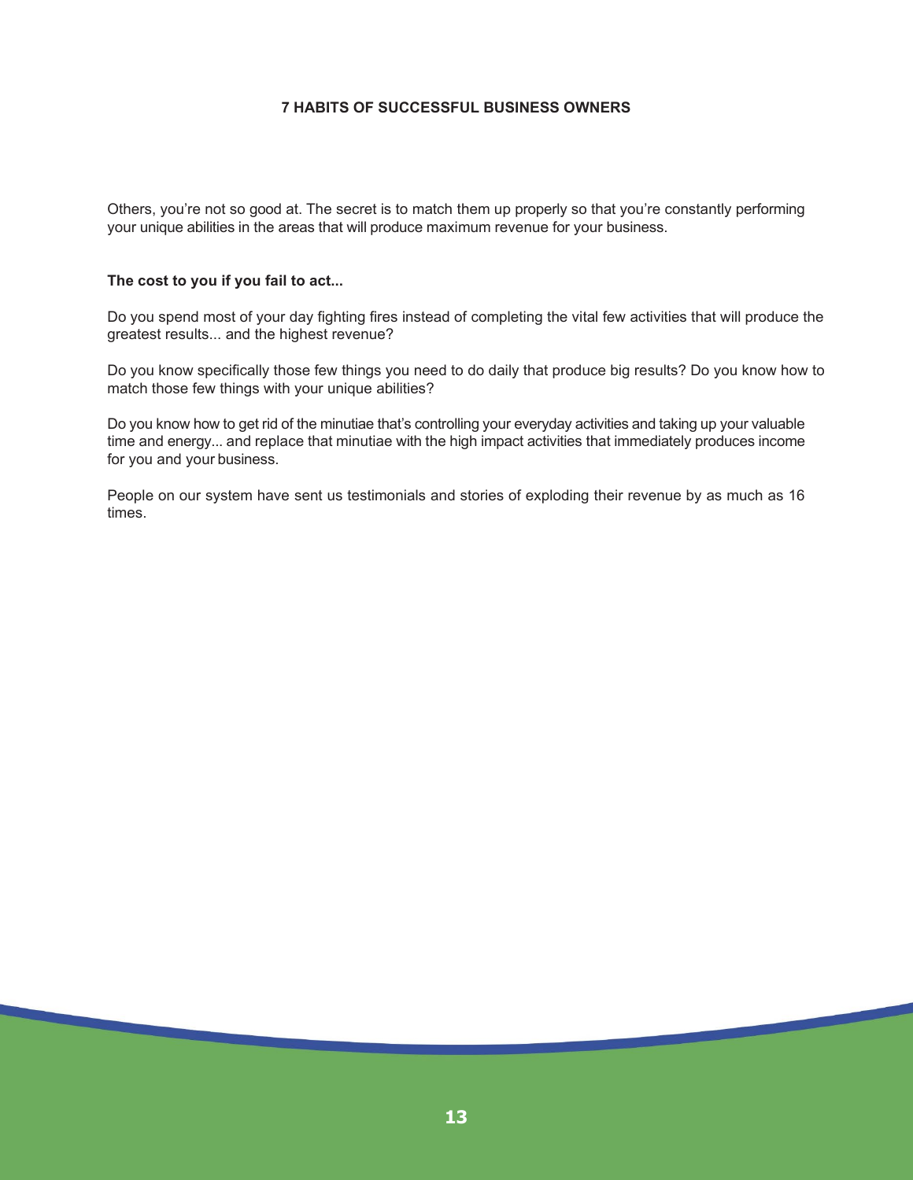Others, you're not so good at. The secret is to match them up properly so that you're constantly performing your unique abilities in the areas that will produce maximum revenue for your business.

**The cost to you if you fail to act...**

Do you spend most of your day fighting fires instead of completing the vital few activities that will produce the greatest results... and the highest revenue?

Do you know specifically those few things you need to do daily that produce big results? Do you know how to match those few things with your unique abilities?

Do you know how to get rid of the minutiae that's controlling your everyday activities and taking up your valuable time and energy... and replace that minutiae with the high impact activities that immediately produces income for you and your business.

People on our system have sent us testimonials and stories of exploding their revenue by as much as 16 times.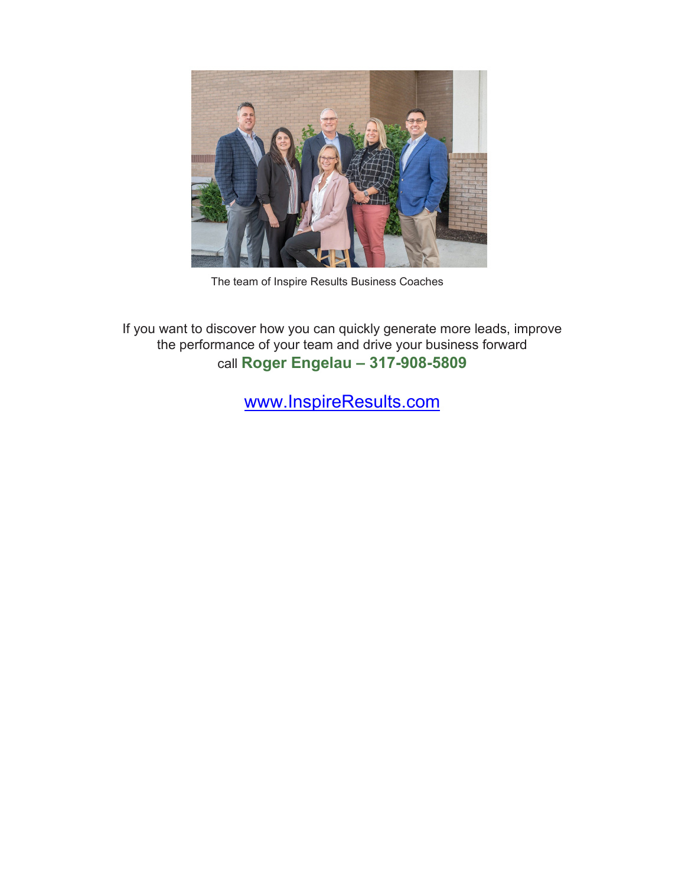The team of Inspire Results Business Coaches

If you want to discover how you can quickly generate more leads, improve the performance of your team and drive your business forward call **Roger Engelau – 317-908-5809**

[www.InspireResults.com](http://www.InspireResults.com)